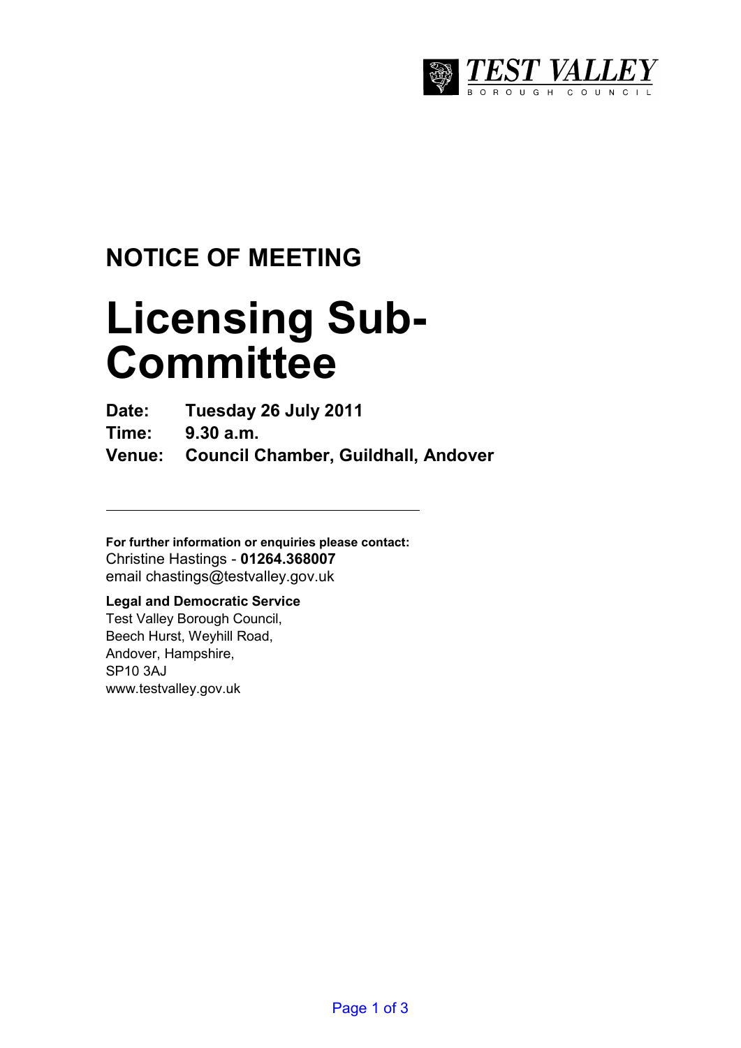TEST VALLEY
BOROUGH COUNCIL

## NOTICE OF MEETING

# Licensing Sub-Committee

**Date:** **Tuesday 26 July 2011**
**Time:** **9.30 a.m.**
**Venue:** **Council Chamber, Guildhall, Andover**

---

**For further information or enquiries please contact:**
Christine Hastings - **01264.368007**
email chastings@testvalley.gov.uk

**Legal and Democratic Service**
Test Valley Borough Council,
Beech Hurst, Weyhill Road,
Andover, Hampshire,
SP10 3AJ
www.testvalley.gov.uk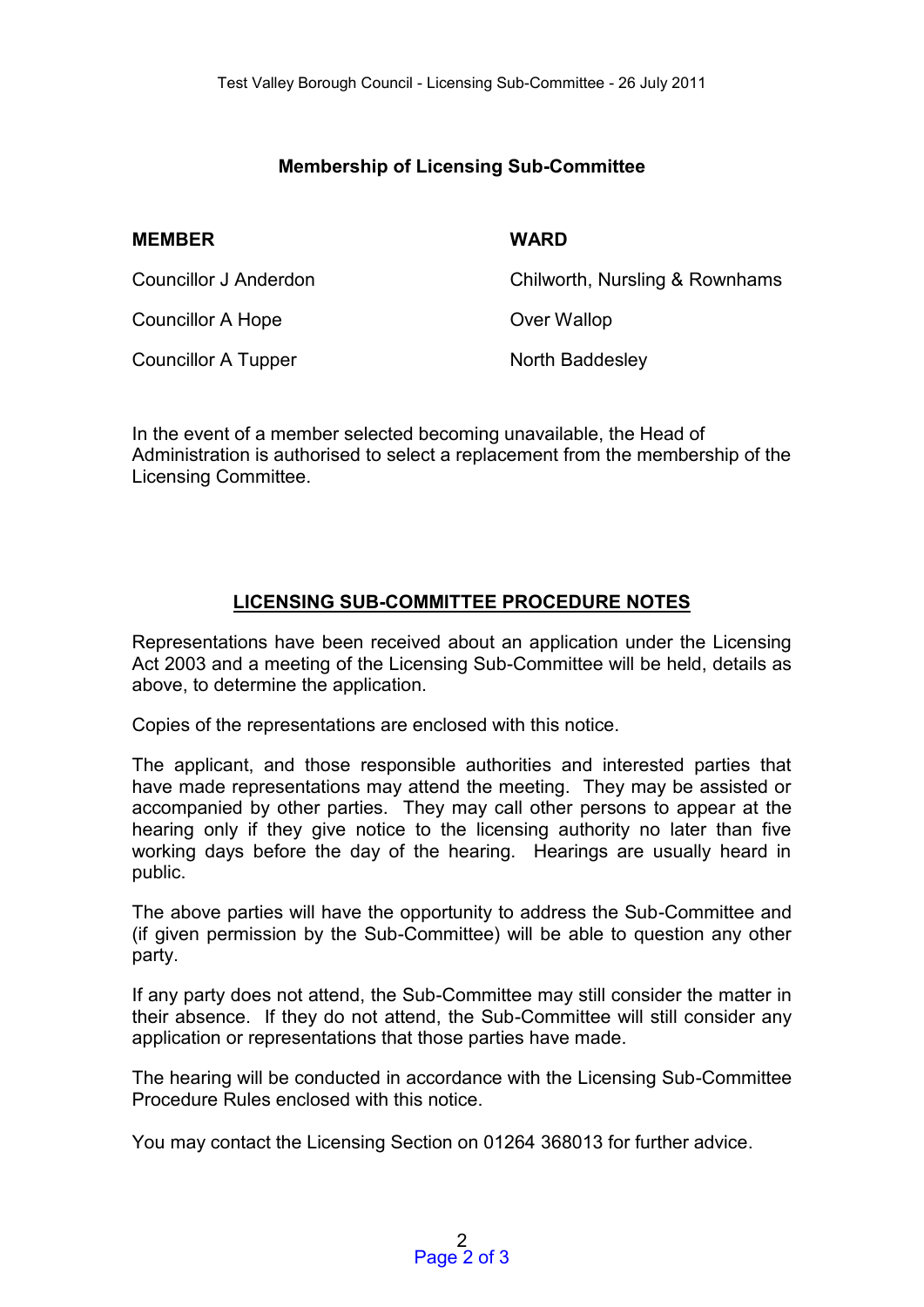## Membership of Licensing Sub-Committee

| MEMBER | WARD |
| --- | --- |
| Councillor J Anderdon | Chilworth, Nursling & Rownhams |
| Councillor A Hope | Over Wallop |
| Councillor A Tupper | North Baddesley |

In the event of a member selected becoming unavailable, the Head of Administration is authorised to select a replacement from the membership of the Licensing Committee.

## LICENSING SUB-COMMITTEE PROCEDURE NOTES

Representations have been received about an application under the Licensing Act 2003 and a meeting of the Licensing Sub-Committee will be held, details as above, to determine the application.

Copies of the representations are enclosed with this notice.

The applicant, and those responsible authorities and interested parties that have made representations may attend the meeting. They may be assisted or accompanied by other parties. They may call other persons to appear at the hearing only if they give notice to the licensing authority no later than five working days before the day of the hearing. Hearings are usually heard in public.

The above parties will have the opportunity to address the Sub-Committee and (if given permission by the Sub-Committee) will be able to question any other party.

If any party does not attend, the Sub-Committee may still consider the matter in their absence. If they do not attend, the Sub-Committee will still consider any application or representations that those parties have made.

The hearing will be conducted in accordance with the Licensing Sub-Committee Procedure Rules enclosed with this notice.

You may contact the Licensing Section on 01264 368013 for further advice.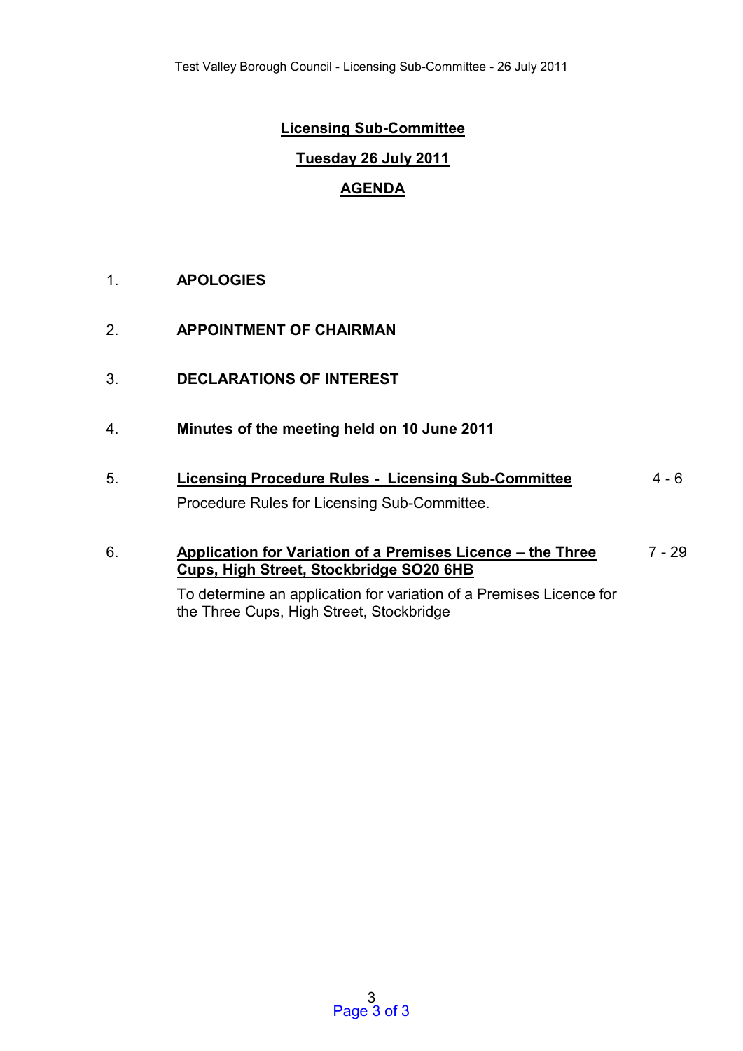## Licensing Sub-Committee

## Tuesday 26 July 2011

## AGENDA

1. **APOLOGIES**

2. **APPOINTMENT OF CHAIRMAN**

3. **DECLARATIONS OF INTEREST**

4. **Minutes of the meeting held on 10 June 2011**

5. **Licensing Procedure Rules - Licensing Sub-Committee** 4 - 6

   Procedure Rules for Licensing Sub-Committee.

6. **Application for Variation of a Premises Licence – the Three Cups, High Street, Stockbridge SO20 6HB** 7 - 29

   To determine an application for variation of a Premises Licence for the Three Cups, High Street, Stockbridge